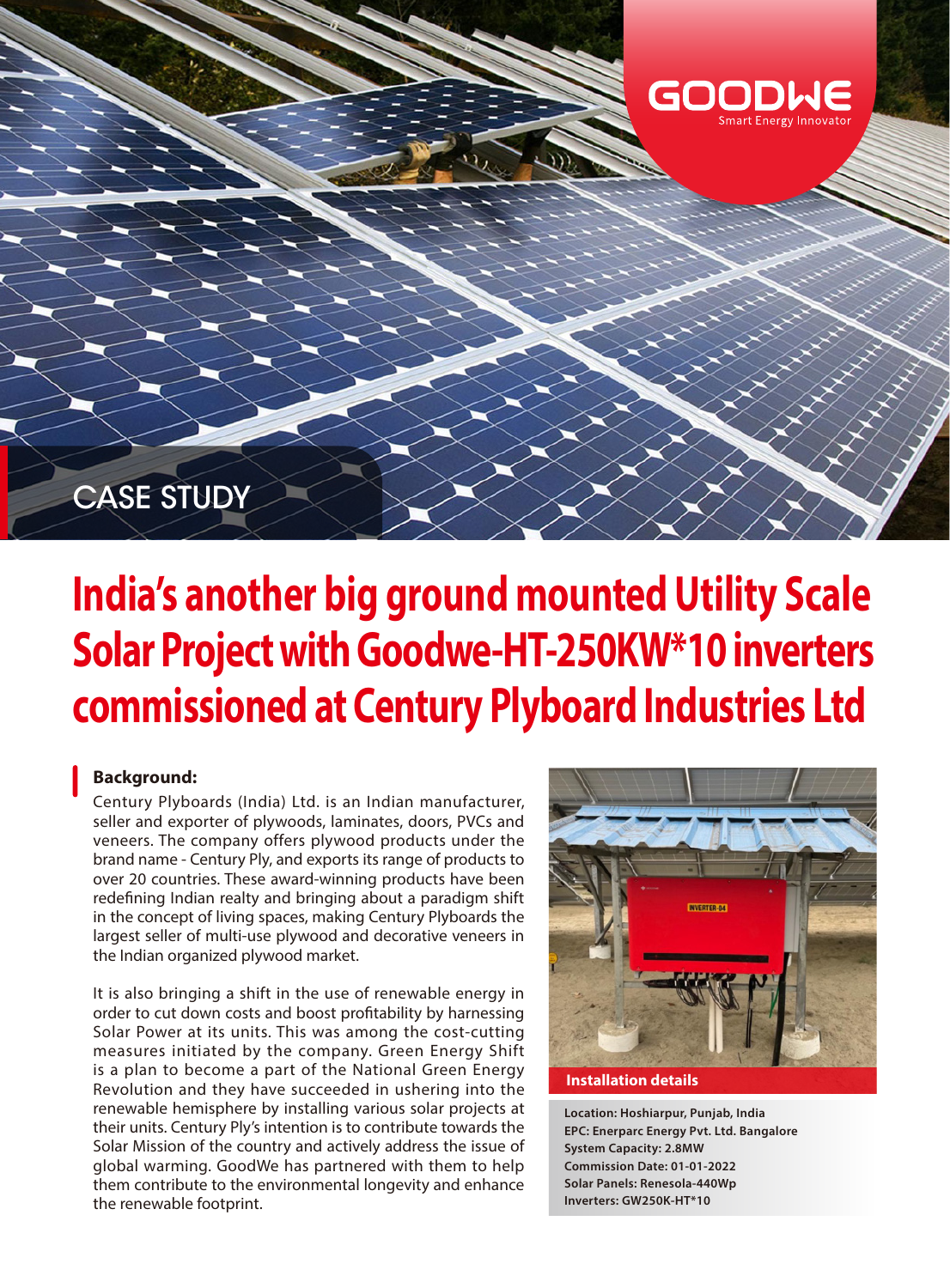GOODWE
Smart Energy Innovator

CASE STUDY

# India's another big ground mounted Utility Scale Solar Project with Goodwe-HT-250KW*10 inverters commissioned at Century Plyboard Industries Ltd

## Background:

Century Plyboards (India) Ltd. is an Indian manufacturer, seller and exporter of plywoods, laminates, doors, PVCs and veneers. The company offers plywood products under the brand name - Century Ply, and exports its range of products to over 20 countries. These award-winning products have been redefining Indian realty and bringing about a paradigm shift in the concept of living spaces, making Century Plyboards the largest seller of multi-use plywood and decorative veneers in the Indian organized plywood market.

It is also bringing a shift in the use of renewable energy in order to cut down costs and boost profitability by harnessing Solar Power at its units. This was among the cost-cutting measures initiated by the company. Green Energy Shift is a plan to become a part of the National Green Energy Revolution and they have succeeded in ushering into the renewable hemisphere by installing various solar projects at their units. Century Ply's intention is to contribute towards the Solar Mission of the country and actively address the issue of global warming. GoodWe has partnered with them to help them contribute to the environmental longevity and enhance the renewable footprint.

**Installation details**

**Location: Hoshiarpur, Punjab, India**
**EPC: Enerparc Energy Pvt. Ltd. Bangalore**
**System Capacity: 2.8MW**
**Commission Date: 01-01-2022**
**Solar Panels: Renesola-440Wp**
**Inverters: GW250K-HT*10**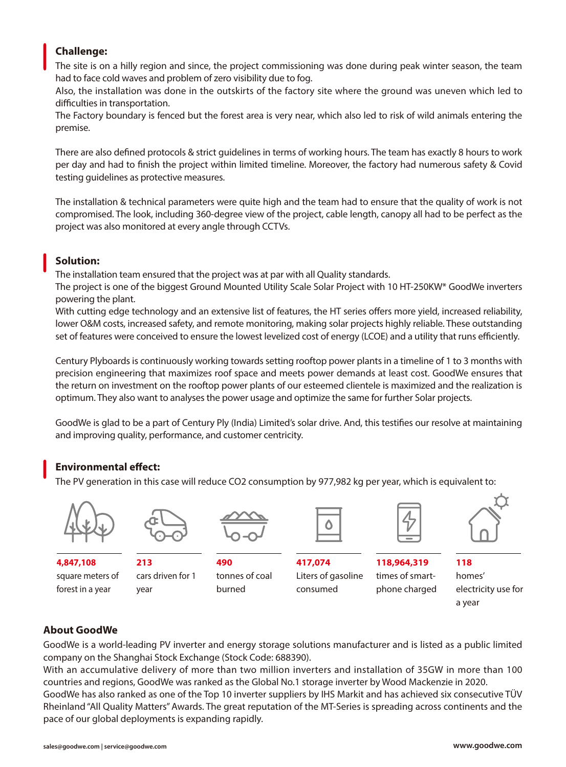## Challenge:

The site is on a hilly region and since, the project commissioning was done during peak winter season, the team had to face cold waves and problem of zero visibility due to fog.
Also, the installation was done in the outskirts of the factory site where the ground was uneven which led to difficulties in transportation.
The Factory boundary is fenced but the forest area is very near, which also led to risk of wild animals entering the premise.

There are also defined protocols & strict guidelines in terms of working hours. The team has exactly 8 hours to work per day and had to finish the project within limited timeline. Moreover, the factory had numerous safety & Covid testing guidelines as protective measures.

The installation & technical parameters were quite high and the team had to ensure that the quality of work is not compromised. The look, including 360-degree view of the project, cable length, canopy all had to be perfect as the project was also monitored at every angle through CCTVs.

## Solution:

The installation team ensured that the project was at par with all Quality standards.
The project is one of the biggest Ground Mounted Utility Scale Solar Project with 10 HT-250KW* GoodWe inverters powering the plant.
With cutting edge technology and an extensive list of features, the HT series offers more yield, increased reliability, lower O&M costs, increased safety, and remote monitoring, making solar projects highly reliable. These outstanding set of features were conceived to ensure the lowest levelized cost of energy (LCOE) and a utility that runs efficiently.

Century Plyboards is continuously working towards setting rooftop power plants in a timeline of 1 to 3 months with precision engineering that maximizes roof space and meets power demands at least cost. GoodWe ensures that the return on investment on the rooftop power plants of our esteemed clientele is maximized and the realization is optimum. They also want to analyses the power usage and optimize the same for further Solar projects.

GoodWe is glad to be a part of Century Ply (India) Limited's solar drive. And, this testifies our resolve at maintaining and improving quality, performance, and customer centricity.

## Environmental effect:

The PV generation in this case will reduce $CO_2$ consumption by 977,982 kg per year, which is equivalent to:

**4,847,108** square meters of forest in a year

**213** cars driven for 1 year

**490** tonnes of coal burned

**417,074** Liters of gasoline consumed

**118,964,319** times of smart-phone charged

**118** homes' electricity use for a year

## About GoodWe

GoodWe is a world-leading PV inverter and energy storage solutions manufacturer and is listed as a public limited company on the Shanghai Stock Exchange (Stock Code: 688390).
With an accumulative delivery of more than two million inverters and installation of 35GW in more than 100 countries and regions, GoodWe was ranked as the Global No.1 storage inverter by Wood Mackenzie in 2020.
GoodWe has also ranked as one of the Top 10 inverter suppliers by IHS Markit and has achieved six consecutive TÜV Rheinland "All Quality Matters" Awards. The great reputation of the MT-Series is spreading across continents and the pace of our global deployments is expanding rapidly.

sales@goodwe.com | service@goodwe.com

www.goodwe.com